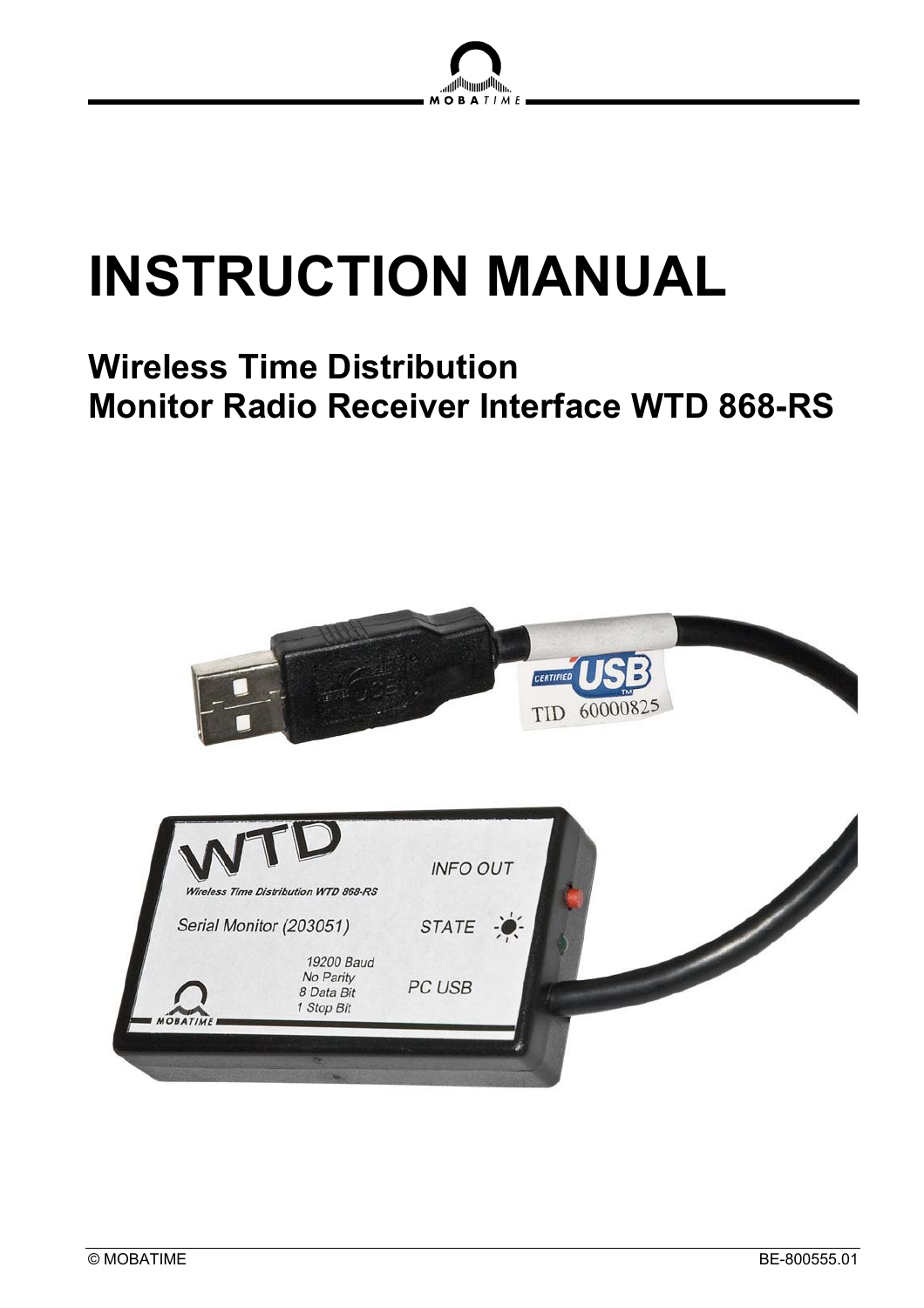# INSTRUCTION MANUAL

## Wireless Time Distribution
## Monitor Radio Receiver Interface WTD 868-RS

© MOBATIME BE-800555.01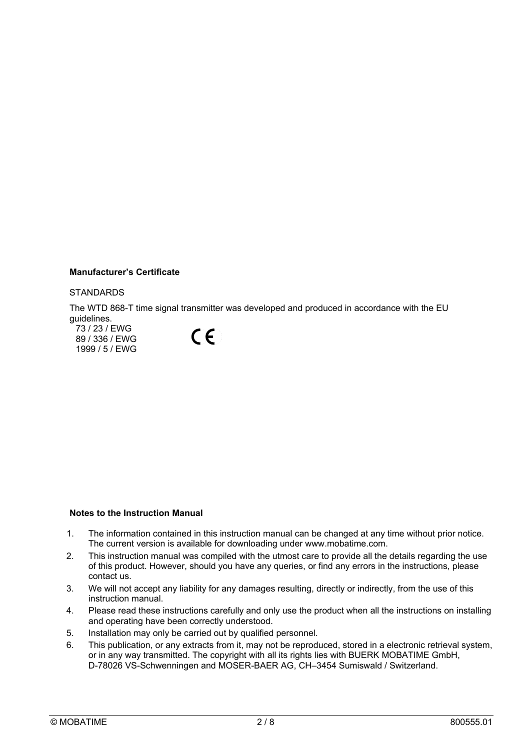**Manufacturer's Certificate**

STANDARDS

The WTD 868-T time signal transmitter was developed and produced in accordance with the EU guidelines.

73 / 23 / EWG
89 / 336 / EWG
1999 / 5 / EWG

CE

**Notes to the Instruction Manual**

1. The information contained in this instruction manual can be changed at any time without prior notice. The current version is available for downloading under www.mobatime.com.
2. This instruction manual was compiled with the utmost care to provide all the details regarding the use of this product. However, should you have any queries, or find any errors in the instructions, please contact us.
3. We will not accept any liability for any damages resulting, directly or indirectly, from the use of this instruction manual.
4. Please read these instructions carefully and only use the product when all the instructions on installing and operating have been correctly understood.
5. Installation may only be carried out by qualified personnel.
6. This publication, or any extracts from it, may not be reproduced, stored in a electronic retrieval system, or in any way transmitted. The copyright with all its rights lies with BUERK MOBATIME GmbH, D-78026 VS-Schwenningen and MOSER-BAER AG, CH–3454 Sumiswald / Switzerland.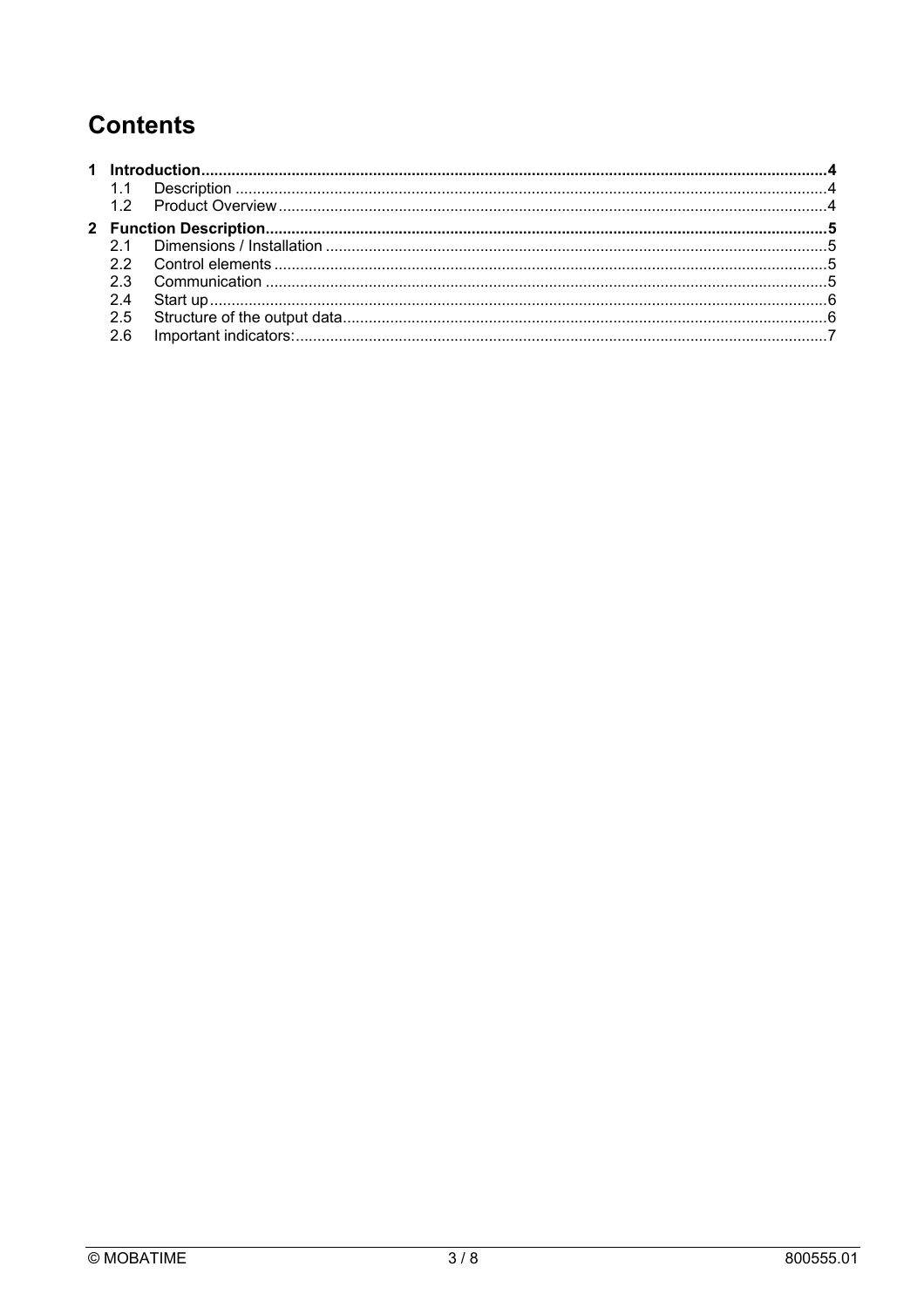# Contents

**1 Introduction** ... **4**
- 1.1 Description ... 4
- 1.2 Product Overview ... 4

**2 Function Description** ... **5**
- 2.1 Dimensions / Installation ... 5
- 2.2 Control elements ... 5
- 2.3 Communication ... 5
- 2.4 Start up ... 6
- 2.5 Structure of the output data ... 6
- 2.6 Important indicators: ... 7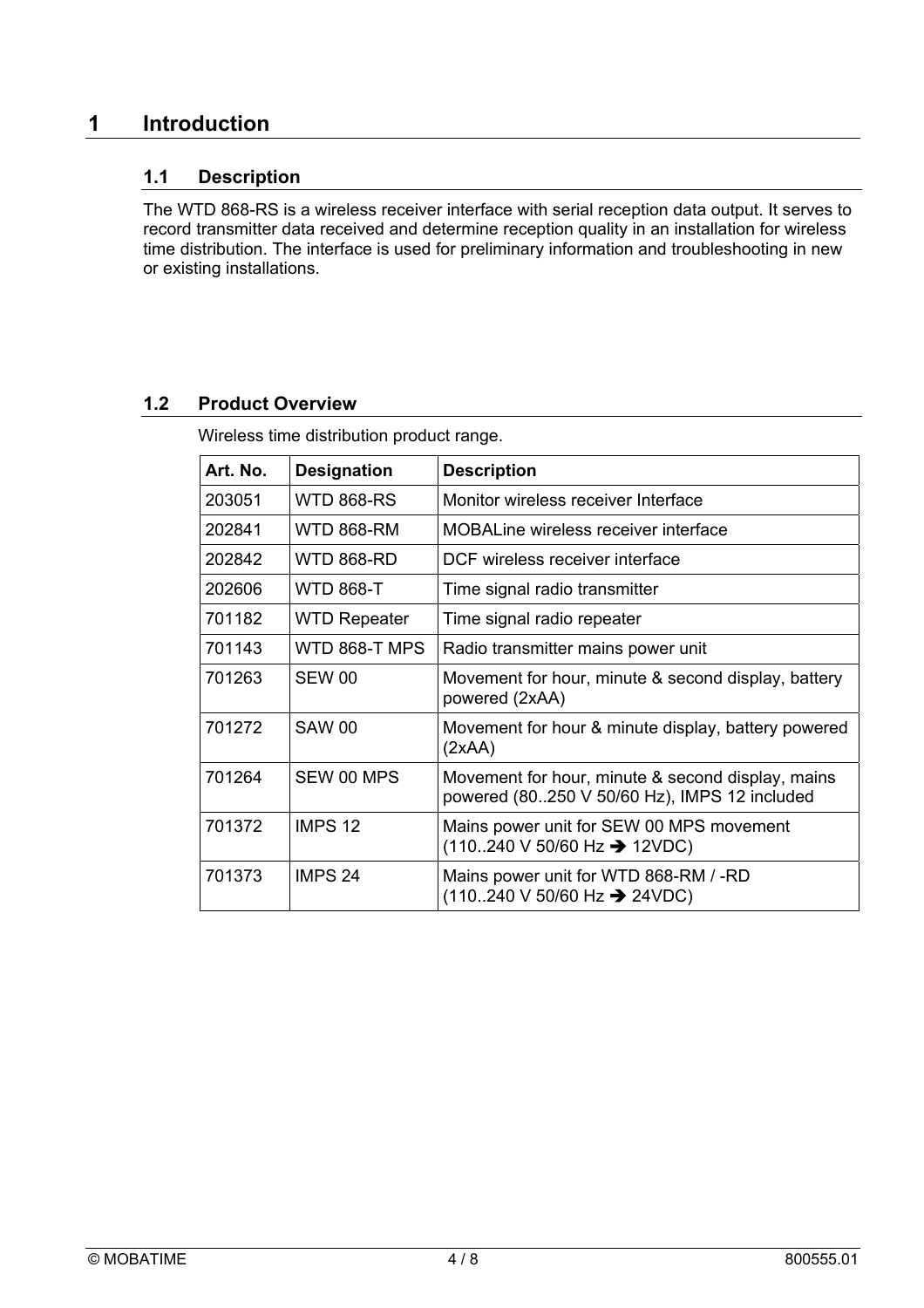# 1 Introduction

## 1.1 Description

The WTD 868-RS is a wireless receiver interface with serial reception data output. It serves to record transmitter data received and determine reception quality in an installation for wireless time distribution. The interface is used for preliminary information and troubleshooting in new or existing installations.

## 1.2 Product Overview

Wireless time distribution product range.

| Art. No. | Designation | Description |
|---|---|---|
| 203051 | WTD 868-RS | Monitor wireless receiver Interface |
| 202841 | WTD 868-RM | MOBALine wireless receiver interface |
| 202842 | WTD 868-RD | DCF wireless receiver interface |
| 202606 | WTD 868-T | Time signal radio transmitter |
| 701182 | WTD Repeater | Time signal radio repeater |
| 701143 | WTD 868-T MPS | Radio transmitter mains power unit |
| 701263 | SEW 00 | Movement for hour, minute & second display, battery powered (2xAA) |
| 701272 | SAW 00 | Movement for hour & minute display, battery powered (2xAA) |
| 701264 | SEW 00 MPS | Movement for hour, minute & second display, mains powered (80..250 V 50/60 Hz), IMPS 12 included |
| 701372 | IMPS 12 | Mains power unit for SEW 00 MPS movement (110..240 V 50/60 Hz ➔ 12VDC) |
| 701373 | IMPS 24 | Mains power unit for WTD 868-RM / -RD (110..240 V 50/60 Hz ➔ 24VDC) |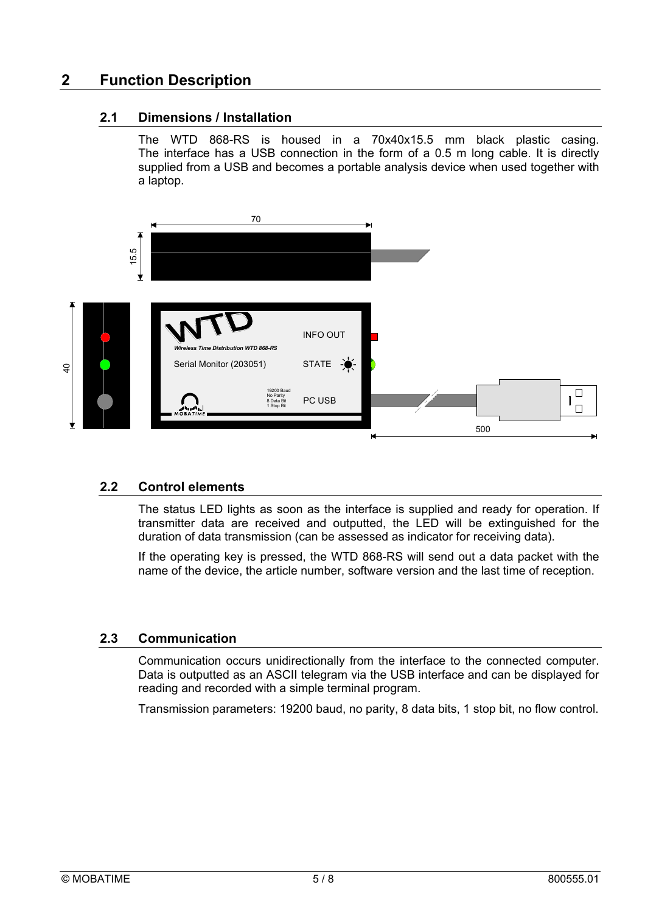# 2 Function Description

## 2.1 Dimensions / Installation

The WTD 868-RS is housed in a 70x40x15.5 mm black plastic casing. The interface has a USB connection in the form of a 0.5 m long cable. It is directly supplied from a USB and becomes a portable analysis device when used together with a laptop.

## 2.2 Control elements

The status LED lights as soon as the interface is supplied and ready for operation. If transmitter data are received and outputted, the LED will be extinguished for the duration of data transmission (can be assessed as indicator for receiving data).

If the operating key is pressed, the WTD 868-RS will send out a data packet with the name of the device, the article number, software version and the last time of reception.

## 2.3 Communication

Communication occurs unidirectionally from the interface to the connected computer. Data is outputted as an ASCII telegram via the USB interface and can be displayed for reading and recorded with a simple terminal program.

Transmission parameters: 19200 baud, no parity, 8 data bits, 1 stop bit, no flow control.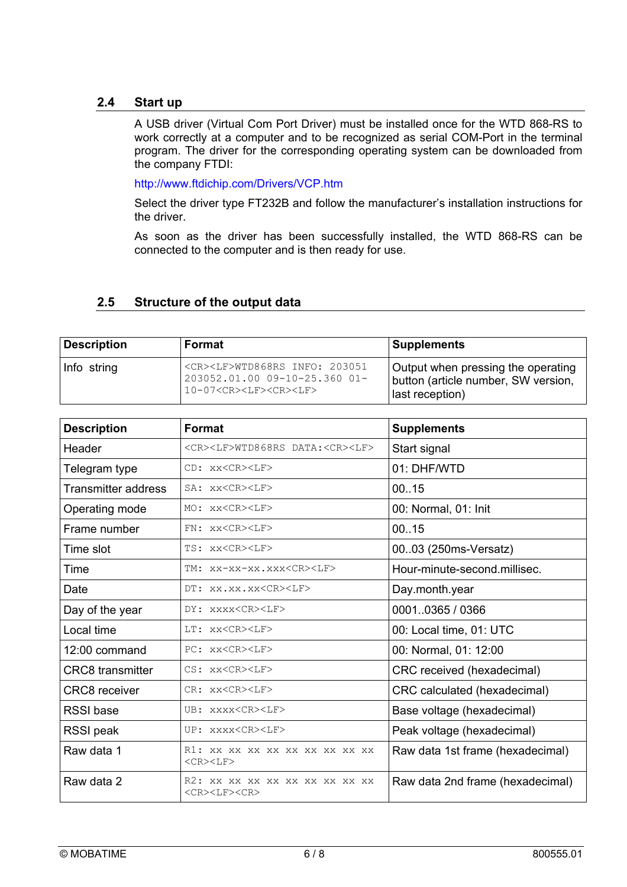## 2.4 Start up

A USB driver (Virtual Com Port Driver) must be installed once for the WTD 868-RS to work correctly at a computer and to be recognized as serial COM-Port in the terminal program. The driver for the corresponding operating system can be downloaded from the company FTDI:

http://www.ftdichip.com/Drivers/VCP.htm

Select the driver type FT232B and follow the manufacturer's installation instructions for the driver.

As soon as the driver has been successfully installed, the WTD 868-RS can be connected to the computer and is then ready for use.

## 2.5 Structure of the output data

| Description | Format | Supplements |
|---|---|---|
| Info string | `<CR><LF>WTD868RS INFO: 203051 203052.01.00 09-10-25.360 01-10-07<CR><LF><CR><LF>` | Output when pressing the operating button (article number, SW version, last reception) |

| Description | Format | Supplements |
|---|---|---|
| Header | `<CR><LF>WTD868RS DATA:<CR><LF>` | Start signal |
| Telegram type | `CD: xx<CR><LF>` | 01: DHF/WTD |
| Transmitter address | `SA: xx<CR><LF>` | 00..15 |
| Operating mode | `MO: xx<CR><LF>` | 00: Normal, 01: Init |
| Frame number | `FN: xx<CR><LF>` | 00..15 |
| Time slot | `TS: xx<CR><LF>` | 00..03 (250ms-Versatz) |
| Time | `TM: xx-xx-xx.xxx<CR><LF>` | Hour-minute-second.millisec. |
| Date | `DT: xx.xx.xx<CR><LF>` | Day.month.year |
| Day of the year | `DY: xxxx<CR><LF>` | 0001..0365 / 0366 |
| Local time | `LT: xx<CR><LF>` | 00: Local time, 01: UTC |
| 12:00 command | `PC: xx<CR><LF>` | 00: Normal, 01: 12:00 |
| CRC8 transmitter | `CS: xx<CR><LF>` | CRC received (hexadecimal) |
| CRC8 receiver | `CR: xx<CR><LF>` | CRC calculated (hexadecimal) |
| RSSI base | `UB: xxxx<CR><LF>` | Base voltage (hexadecimal) |
| RSSI peak | `UP: xxxx<CR><LF>` | Peak voltage (hexadecimal) |
| Raw data 1 | `R1: xx xx xx xx xx xx xx xx xx <CR><LF>` | Raw data 1st frame (hexadecimal) |
| Raw data 2 | `R2: xx xx xx xx xx xx xx xx xx <CR><LF><CR>` | Raw data 2nd frame (hexadecimal) |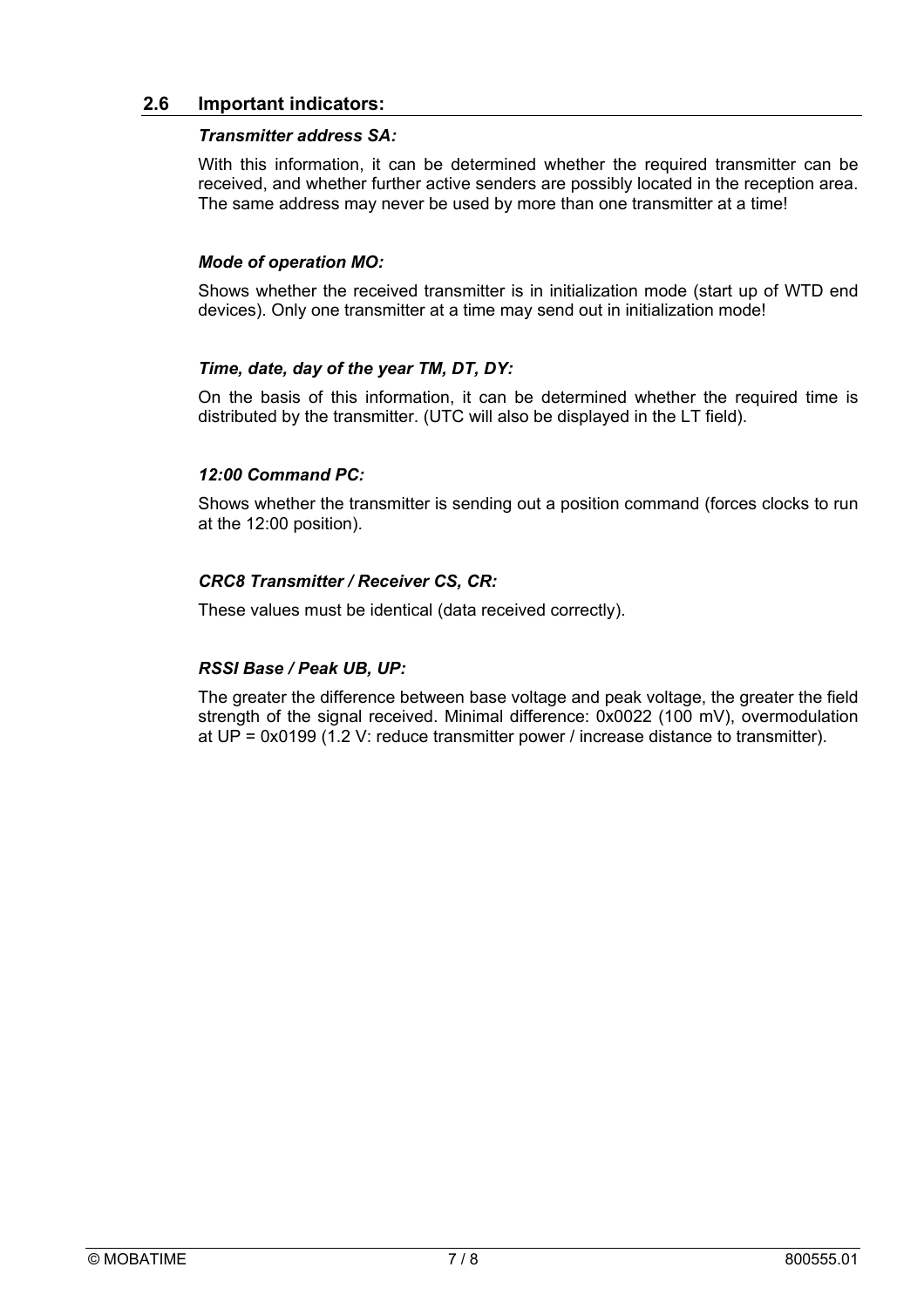## 2.6 Important indicators:

***Transmitter address SA:***

With this information, it can be determined whether the required transmitter can be received, and whether further active senders are possibly located in the reception area. The same address may never be used by more than one transmitter at a time!

***Mode of operation MO:***

Shows whether the received transmitter is in initialization mode (start up of WTD end devices). Only one transmitter at a time may send out in initialization mode!

***Time, date, day of the year TM, DT, DY:***

On the basis of this information, it can be determined whether the required time is distributed by the transmitter. (UTC will also be displayed in the LT field).

***12:00 Command PC:***

Shows whether the transmitter is sending out a position command (forces clocks to run at the 12:00 position).

***CRC8 Transmitter / Receiver CS, CR:***

These values must be identical (data received correctly).

***RSSI Base / Peak UB, UP:***

The greater the difference between base voltage and peak voltage, the greater the field strength of the signal received. Minimal difference: 0x0022 (100 mV), overmodulation at UP = 0x0199 (1.2 V: reduce transmitter power / increase distance to transmitter).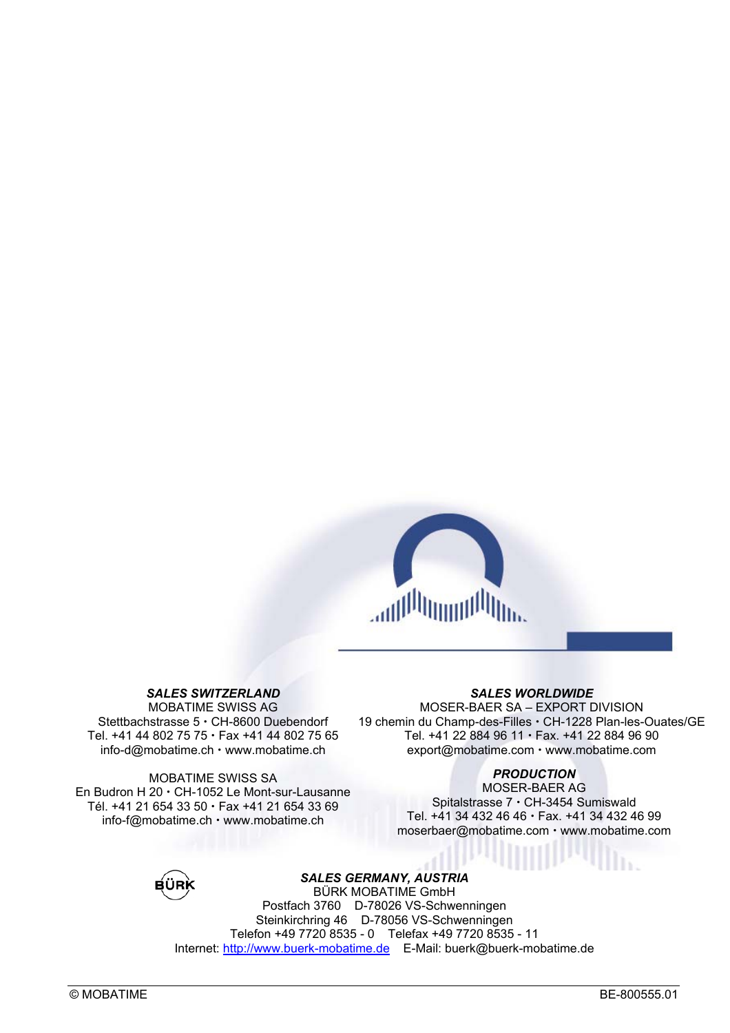***SALES SWITZERLAND***
MOBATIME SWISS AG
Stettbachstrasse 5 • CH-8600 Duebendorf
Tel. +41 44 802 75 75 • Fax +41 44 802 75 65
info-d@mobatime.ch • www.mobatime.ch

MOBATIME SWISS SA
En Budron H 20 • CH-1052 Le Mont-sur-Lausanne
Tél. +41 21 654 33 50 • Fax +41 21 654 33 69
info-f@mobatime.ch • www.mobatime.ch

***SALES WORLDWIDE***
MOSER-BAER SA – EXPORT DIVISION
19 chemin du Champ-des-Filles • CH-1228 Plan-les-Ouates/GE
Tel. +41 22 884 96 11 • Fax. +41 22 884 96 90
export@mobatime.com • www.mobatime.com

***PRODUCTION***
MOSER-BAER AG
Spitalstrasse 7 • CH-3454 Sumiswald
Tel. +41 34 432 46 46 • Fax. +41 34 432 46 99
moserbaer@mobatime.com • www.mobatime.com

BÜRK

***SALES GERMANY, AUSTRIA***
BÜRK MOBATIME GmbH
Postfach 3760 D-78026 VS-Schwenningen
Steinkirchring 46 D-78056 VS-Schwenningen
Telefon +49 7720 8535 - 0 Telefax +49 7720 8535 - 11
Internet: http://www.buerk-mobatime.de E-Mail: buerk@buerk-mobatime.de

© MOBATIME BE-800555.01